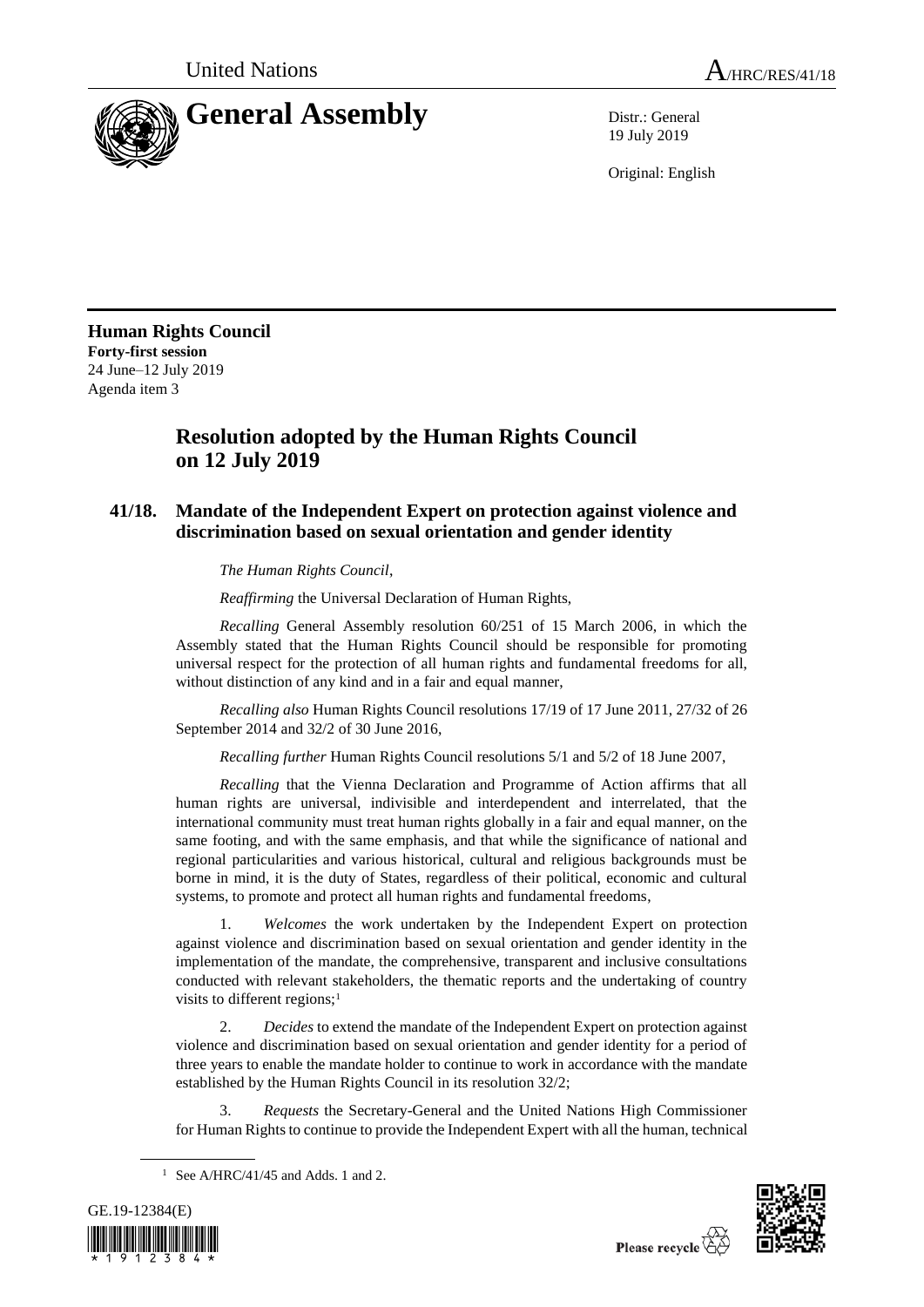United Nations A/HRC/RES/41/18

# General Assembly

Distr.: General
19 July 2019

Original: English

**Human Rights Council**
**Forty-first session**
24 June–12 July 2019
Agenda item 3

## Resolution adopted by the Human Rights Council on 12 July 2019

### 41/18. Mandate of the Independent Expert on protection against violence and discrimination based on sexual orientation and gender identity

*The Human Rights Council*,

*Reaffirming* the Universal Declaration of Human Rights,

*Recalling* General Assembly resolution 60/251 of 15 March 2006, in which the Assembly stated that the Human Rights Council should be responsible for promoting universal respect for the protection of all human rights and fundamental freedoms for all, without distinction of any kind and in a fair and equal manner,

*Recalling also* Human Rights Council resolutions 17/19 of 17 June 2011, 27/32 of 26 September 2014 and 32/2 of 30 June 2016,

*Recalling further* Human Rights Council resolutions 5/1 and 5/2 of 18 June 2007,

*Recalling* that the Vienna Declaration and Programme of Action affirms that all human rights are universal, indivisible and interdependent and interrelated, that the international community must treat human rights globally in a fair and equal manner, on the same footing, and with the same emphasis, and that while the significance of national and regional particularities and various historical, cultural and religious backgrounds must be borne in mind, it is the duty of States, regardless of their political, economic and cultural systems, to promote and protect all human rights and fundamental freedoms,

1. *Welcomes* the work undertaken by the Independent Expert on protection against violence and discrimination based on sexual orientation and gender identity in the implementation of the mandate, the comprehensive, transparent and inclusive consultations conducted with relevant stakeholders, the thematic reports and the undertaking of country visits to different regions;[1]

2. *Decides* to extend the mandate of the Independent Expert on protection against violence and discrimination based on sexual orientation and gender identity for a period of three years to enable the mandate holder to continue to work in accordance with the mandate established by the Human Rights Council in its resolution 32/2;

3. *Requests* the Secretary-General and the United Nations High Commissioner for Human Rights to continue to provide the Independent Expert with all the human, technical

[1] See A/HRC/41/45 and Adds. 1 and 2.

GE.19-12384(E)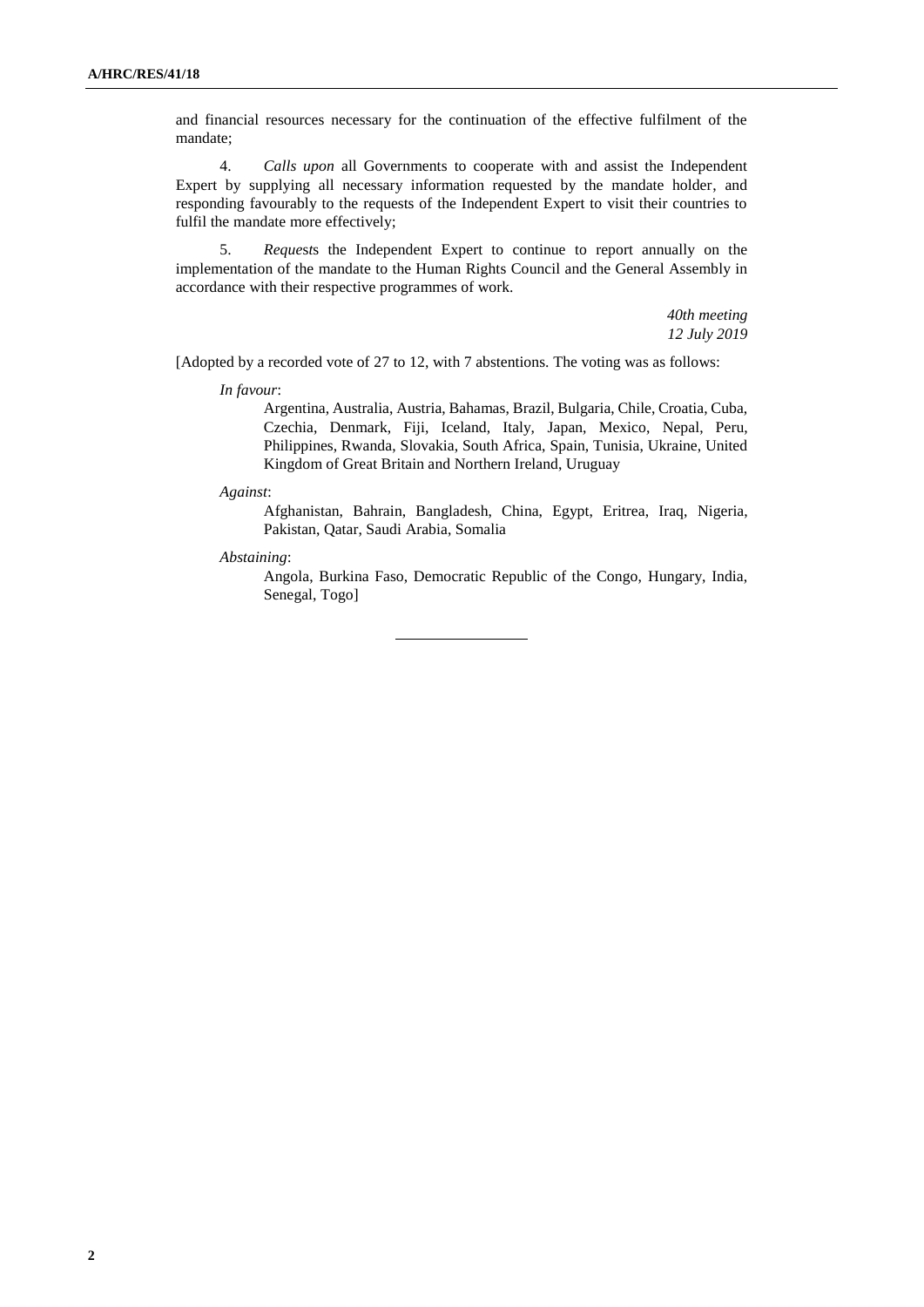and financial resources necessary for the continuation of the effective fulfilment of the mandate;

4. *Calls upon* all Governments to cooperate with and assist the Independent Expert by supplying all necessary information requested by the mandate holder, and responding favourably to the requests of the Independent Expert to visit their countries to fulfil the mandate more effectively;

5. *Requests* the Independent Expert to continue to report annually on the implementation of the mandate to the Human Rights Council and the General Assembly in accordance with their respective programmes of work.

*40th meeting*
*12 July 2019*

[Adopted by a recorded vote of 27 to 12, with 7 abstentions. The voting was as follows:

*In favour*:

Argentina, Australia, Austria, Bahamas, Brazil, Bulgaria, Chile, Croatia, Cuba, Czechia, Denmark, Fiji, Iceland, Italy, Japan, Mexico, Nepal, Peru, Philippines, Rwanda, Slovakia, South Africa, Spain, Tunisia, Ukraine, United Kingdom of Great Britain and Northern Ireland, Uruguay

*Against*:

Afghanistan, Bahrain, Bangladesh, China, Egypt, Eritrea, Iraq, Nigeria, Pakistan, Qatar, Saudi Arabia, Somalia

*Abstaining*:

Angola, Burkina Faso, Democratic Republic of the Congo, Hungary, India, Senegal, Togo]